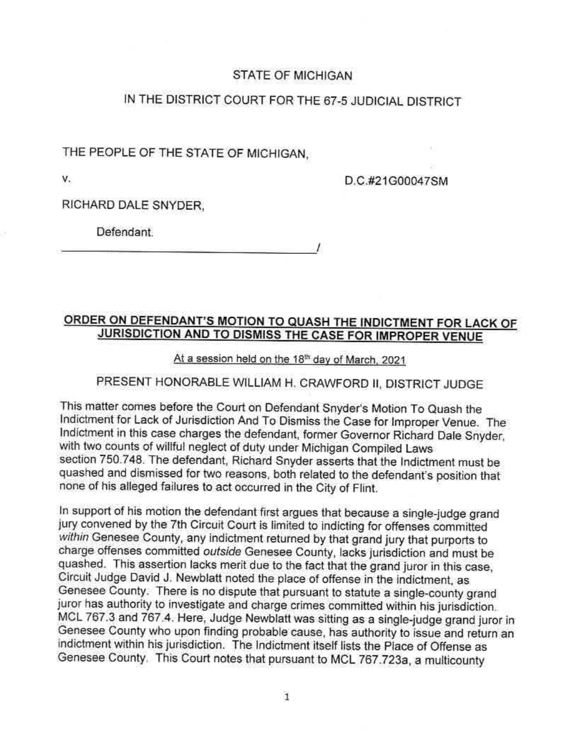STATE OF MICHIGAN

IN THE DISTRICT COURT FOR THE 67-5 JUDICIAL DISTRICT

THE PEOPLE OF THE STATE OF MICHIGAN,

v. D.C.#21G00047SM

RICHARD DALE SNYDER,

Defendant.

_______________________________________/

**ORDER ON DEFENDANT'S MOTION TO QUASH THE INDICTMENT FOR LACK OF JURISDICTION AND TO DISMISS THE CASE FOR IMPROPER VENUE**

At a session held on the 18th day of March, 2021

PRESENT HONORABLE WILLIAM H. CRAWFORD II, DISTRICT JUDGE

This matter comes before the Court on Defendant Snyder's Motion To Quash the Indictment for Lack of Jurisdiction And To Dismiss the Case for Improper Venue. The Indictment in this case charges the defendant, former Governor Richard Dale Snyder, with two counts of willful neglect of duty under Michigan Compiled Laws section 750.748. The defendant, Richard Snyder asserts that the Indictment must be quashed and dismissed for two reasons, both related to the defendant's position that none of his alleged failures to act occurred in the City of Flint.

In support of his motion the defendant first argues that because a single-judge grand jury convened by the 7th Circuit Court is limited to indicting for offenses committed *within* Genesee County, any indictment returned by that grand jury that purports to charge offenses committed *outside* Genesee County, lacks jurisdiction and must be quashed. This assertion lacks merit due to the fact that the grand juror in this case, Circuit Judge David J. Newblatt noted the place of offense in the indictment, as Genesee County. There is no dispute that pursuant to statute a single-county grand juror has authority to investigate and charge crimes committed within his jurisdiction. MCL 767.3 and 767.4. Here, Judge Newblatt was sitting as a single-judge grand juror in Genesee County who upon finding probable cause, has authority to issue and return an indictment within his jurisdiction. The Indictment itself lists the Place of Offense as Genesee County. This Court notes that pursuant to MCL 767.723a, a multicounty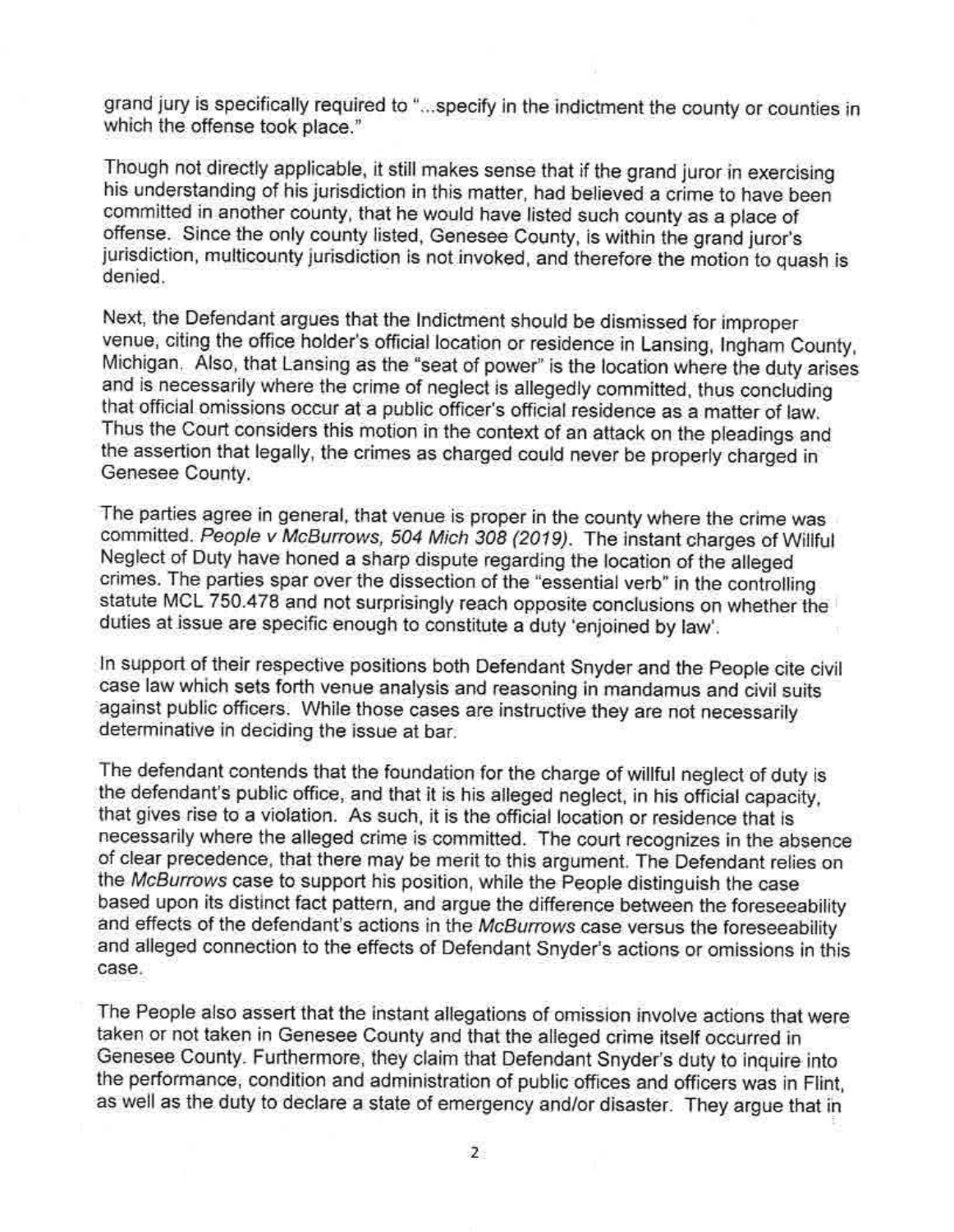grand jury is specifically required to "...specify in the indictment the county or counties in which the offense took place."

Though not directly applicable, it still makes sense that if the grand juror in exercising his understanding of his jurisdiction in this matter, had believed a crime to have been committed in another county, that he would have listed such county as a place of offense. Since the only county listed, Genesee County, is within the grand juror's jurisdiction, multicounty jurisdiction is not invoked, and therefore the motion to quash is denied.

Next, the Defendant argues that the Indictment should be dismissed for improper venue, citing the office holder's official location or residence in Lansing, Ingham County, Michigan. Also, that Lansing as the "seat of power" is the location where the duty arises and is necessarily where the crime of neglect is allegedly committed, thus concluding that official omissions occur at a public officer's official residence as a matter of law. Thus the Court considers this motion in the context of an attack on the pleadings and the assertion that legally, the crimes as charged could never be properly charged in Genesee County.

The parties agree in general, that venue is proper in the county where the crime was committed. *People v McBurrows, 504 Mich 308 (2019)*. The instant charges of Willful Neglect of Duty have honed a sharp dispute regarding the location of the alleged crimes. The parties spar over the dissection of the "essential verb" in the controlling statute MCL 750.478 and not surprisingly reach opposite conclusions on whether the duties at issue are specific enough to constitute a duty 'enjoined by law'.

In support of their respective positions both Defendant Snyder and the People cite civil case law which sets forth venue analysis and reasoning in mandamus and civil suits against public officers. While those cases are instructive they are not necessarily determinative in deciding the issue at bar.

The defendant contends that the foundation for the charge of willful neglect of duty is the defendant's public office, and that it is his alleged neglect, in his official capacity, that gives rise to a violation. As such, it is the official location or residence that is necessarily where the alleged crime is committed. The court recognizes in the absence of clear precedence, that there may be merit to this argument. The Defendant relies on the *McBurrows* case to support his position, while the People distinguish the case based upon its distinct fact pattern, and argue the difference between the foreseeability and effects of the defendant's actions in the *McBurrows* case versus the foreseeability and alleged connection to the effects of Defendant Snyder's actions or omissions in this case.

The People also assert that the instant allegations of omission involve actions that were taken or not taken in Genesee County and that the alleged crime itself occurred in Genesee County. Furthermore, they claim that Defendant Snyder's duty to inquire into the performance, condition and administration of public offices and officers was in Flint, as well as the duty to declare a state of emergency and/or disaster. They argue that in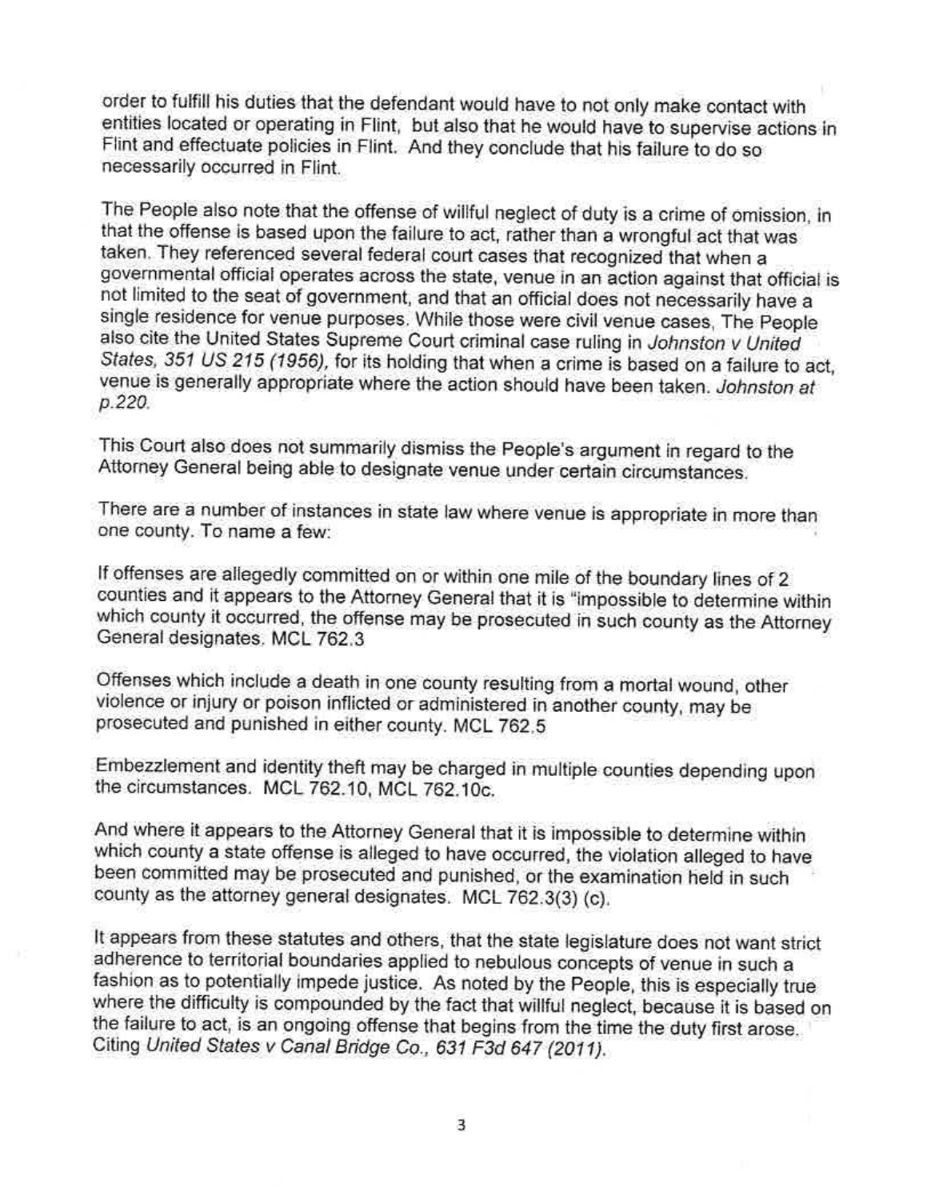order to fulfill his duties that the defendant would have to not only make contact with entities located or operating in Flint, but also that he would have to supervise actions in Flint and effectuate policies in Flint. And they conclude that his failure to do so necessarily occurred in Flint.

The People also note that the offense of willful neglect of duty is a crime of omission, in that the offense is based upon the failure to act, rather than a wrongful act that was taken. They referenced several federal court cases that recognized that when a governmental official operates across the state, venue in an action against that official is not limited to the seat of government, and that an official does not necessarily have a single residence for venue purposes. While those were civil venue cases, The People also cite the United States Supreme Court criminal case ruling in *Johnston v United States, 351 US 215 (1956),* for its holding that when a crime is based on a failure to act, venue is generally appropriate where the action should have been taken. *Johnston at p.220.*

This Court also does not summarily dismiss the People's argument in regard to the Attorney General being able to designate venue under certain circumstances.

There are a number of instances in state law where venue is appropriate in more than one county. To name a few:

If offenses are allegedly committed on or within one mile of the boundary lines of 2 counties and it appears to the Attorney General that it is "impossible to determine within which county it occurred, the offense may be prosecuted in such county as the Attorney General designates. MCL 762.3

Offenses which include a death in one county resulting from a mortal wound, other violence or injury or poison inflicted or administered in another county, may be prosecuted and punished in either county. MCL 762.5

Embezzlement and identity theft may be charged in multiple counties depending upon the circumstances. MCL 762.10, MCL 762.10c.

And where it appears to the Attorney General that it is impossible to determine within which county a state offense is alleged to have occurred, the violation alleged to have been committed may be prosecuted and punished, or the examination held in such county as the attorney general designates. MCL 762.3(3) (c).

It appears from these statutes and others, that the state legislature does not want strict adherence to territorial boundaries applied to nebulous concepts of venue in such a fashion as to potentially impede justice. As noted by the People, this is especially true where the difficulty is compounded by the fact that willful neglect, because it is based on the failure to act, is an ongoing offense that begins from the time the duty first arose. Citing *United States v Canal Bridge Co., 631 F3d 647 (2011).*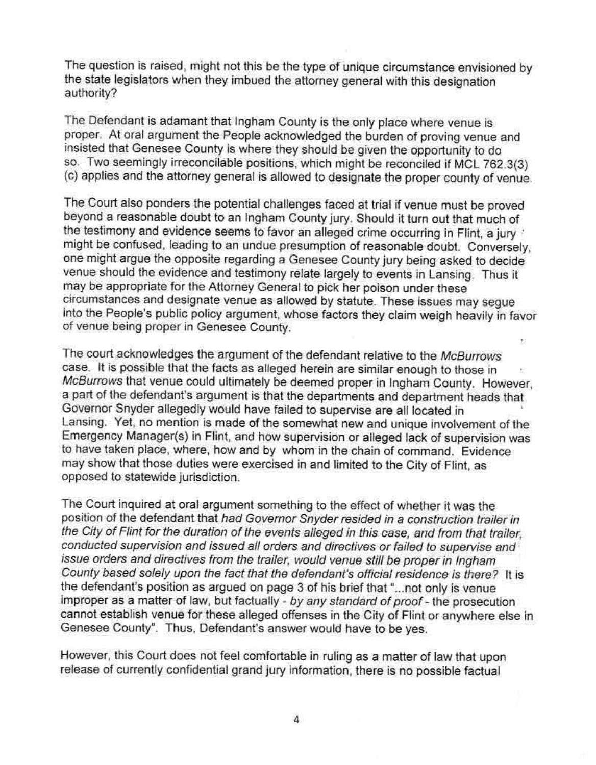The question is raised, might not this be the type of unique circumstance envisioned by the state legislators when they imbued the attorney general with this designation authority?

The Defendant is adamant that Ingham County is the only place where venue is proper. At oral argument the People acknowledged the burden of proving venue and insisted that Genesee County is where they should be given the opportunity to do so. Two seemingly irreconcilable positions, which might be reconciled if MCL 762.3(3)(c) applies and the attorney general is allowed to designate the proper county of venue.

The Court also ponders the potential challenges faced at trial if venue must be proved beyond a reasonable doubt to an Ingham County jury. Should it turn out that much of the testimony and evidence seems to favor an alleged crime occurring in Flint, a jury might be confused, leading to an undue presumption of reasonable doubt. Conversely, one might argue the opposite regarding a Genesee County jury being asked to decide venue should the evidence and testimony relate largely to events in Lansing. Thus it may be appropriate for the Attorney General to pick her poison under these circumstances and designate venue as allowed by statute. These issues may segue into the People's public policy argument, whose factors they claim weigh heavily in favor of venue being proper in Genesee County.

The court acknowledges the argument of the defendant relative to the *McBurrows* case. It is possible that the facts as alleged herein are similar enough to those in *McBurrows* that venue could ultimately be deemed proper in Ingham County. However, a part of the defendant's argument is that the departments and department heads that Governor Snyder allegedly would have failed to supervise are all located in Lansing. Yet, no mention is made of the somewhat new and unique involvement of the Emergency Manager(s) in Flint, and how supervision or alleged lack of supervision was to have taken place, where, how and by whom in the chain of command. Evidence may show that those duties were exercised in and limited to the City of Flint, as opposed to statewide jurisdiction.

The Court inquired at oral argument something to the effect of whether it was the position of the defendant that *had Governor Snyder resided in a construction trailer in the City of Flint for the duration of the events alleged in this case, and from that trailer, conducted supervision and issued all orders and directives or failed to supervise and issue orders and directives from the trailer, would venue still be proper in Ingham County based solely upon the fact that the defendant's official residence is there?* It is the defendant's position as argued on page 3 of his brief that "...not only is venue improper as a matter of law, but factually - *by any standard of proof* - the prosecution cannot establish venue for these alleged offenses in the City of Flint or anywhere else in Genesee County". Thus, Defendant's answer would have to be yes.

However, this Court does not feel comfortable in ruling as a matter of law that upon release of currently confidential grand jury information, there is no possible factual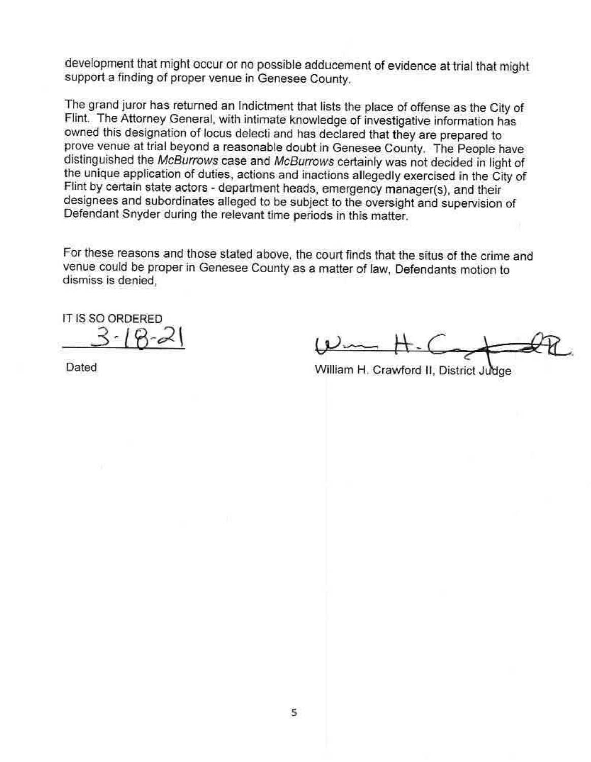development that might occur or no possible adducement of evidence at trial that might support a finding of proper venue in Genesee County.

The grand juror has returned an Indictment that lists the place of offense as the City of Flint. The Attorney General, with intimate knowledge of investigative information has owned this designation of locus delecti and has declared that they are prepared to prove venue at trial beyond a reasonable doubt in Genesee County. The People have distinguished the *McBurrows* case and *McBurrows* certainly was not decided in light of the unique application of duties, actions and inactions allegedly exercised in the City of Flint by certain state actors - department heads, emergency manager(s), and their designees and subordinates alleged to be subject to the oversight and supervision of Defendant Snyder during the relevant time periods in this matter.

For these reasons and those stated above, the court finds that the situs of the crime and venue could be proper in Genesee County as a matter of law, Defendants motion to dismiss is denied,

IT IS SO ORDERED

3-18-21

Dated

William H. Crawford II, District Judge